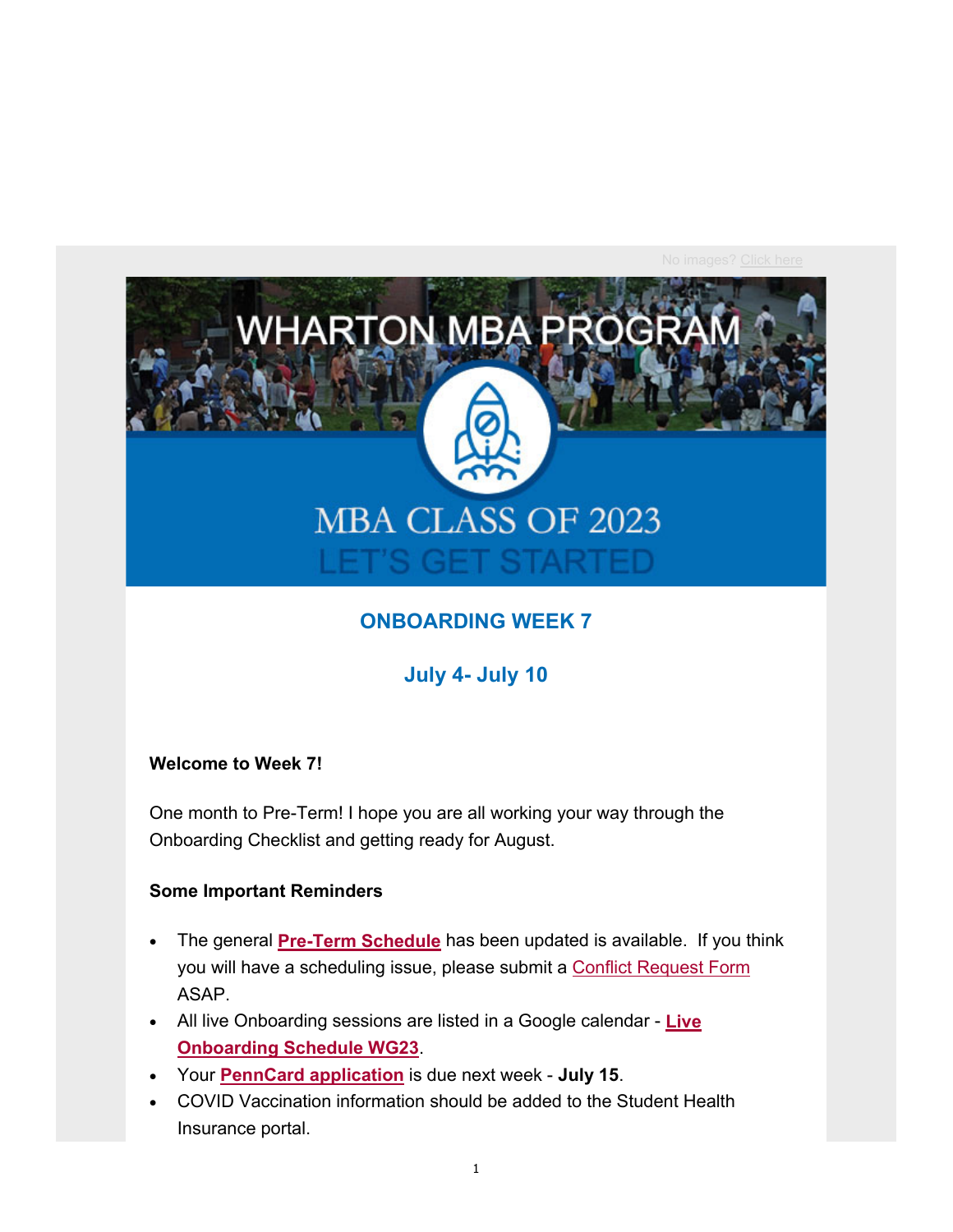No images? Click here

WHARTON MBA PROGRAM

MBA CLASS OF 2023

LET'S GET STARTED

## ONBOARDING WEEK 7

### July 4- July 10

**Welcome to Week 7!**

One month to Pre-Term! I hope you are all working your way through the Onboarding Checklist and getting ready for August.

**Some Important Reminders**

- The general **Pre-Term Schedule** has been updated is available. If you think you will have a scheduling issue, please submit a Conflict Request Form ASAP.
- All live Onboarding sessions are listed in a Google calendar - **Live Onboarding Schedule WG23**.
- Your **PennCard application** is due next week - **July 15**.
- COVID Vaccination information should be added to the Student Health Insurance portal.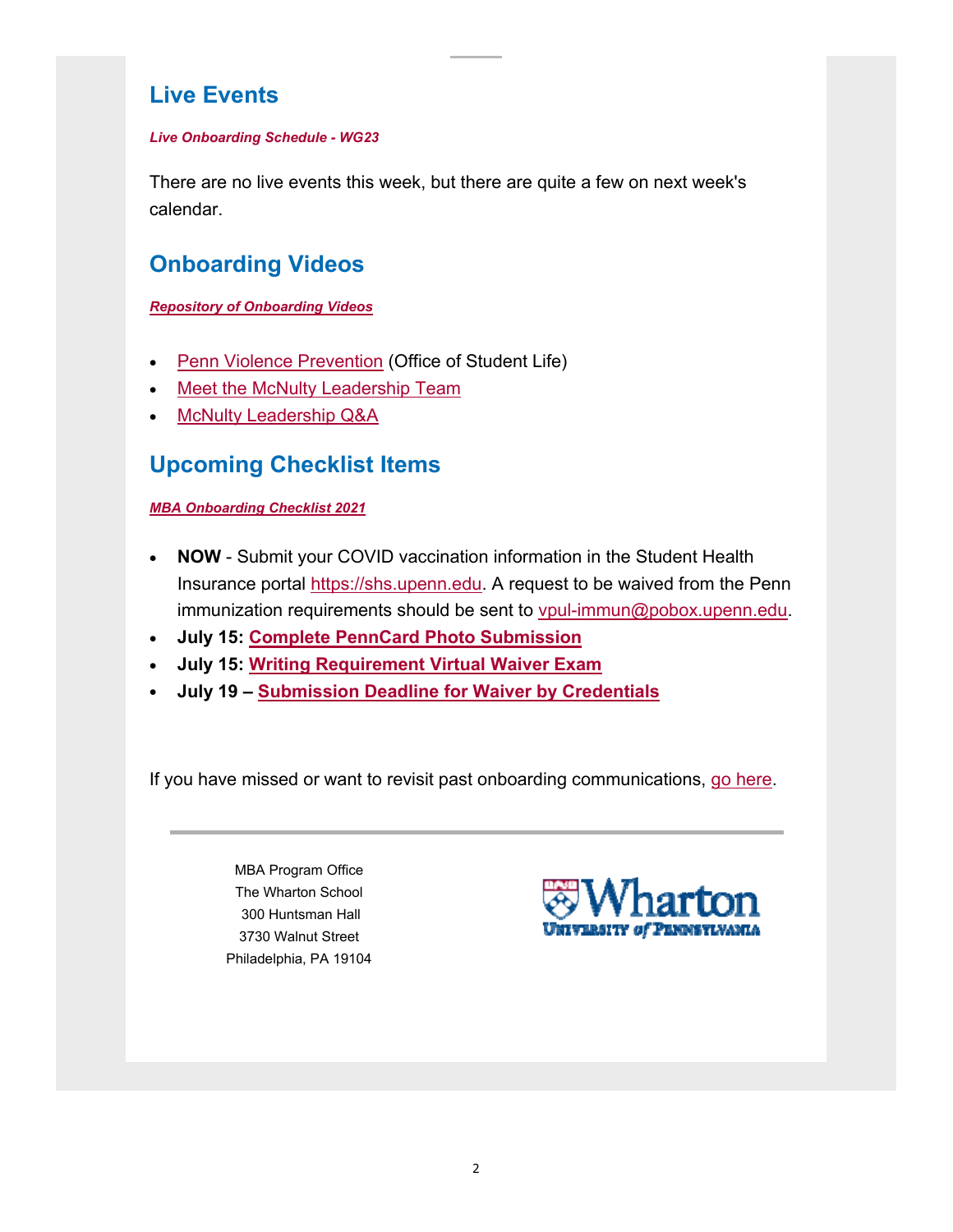## Live Events

***Live Onboarding Schedule - WG23***

There are no live events this week, but there are quite a few on next week's calendar.

## Onboarding Videos

***Repository of Onboarding Videos***

- Penn Violence Prevention (Office of Student Life)
- Meet the McNulty Leadership Team
- McNulty Leadership Q&A

## Upcoming Checklist Items

***MBA Onboarding Checklist 2021***

- **NOW** - Submit your COVID vaccination information in the Student Health Insurance portal https://shs.upenn.edu. A request to be waived from the Penn immunization requirements should be sent to vpul-immun@pobox.upenn.edu.
- **July 15: Complete PennCard Photo Submission**
- **July 15: Writing Requirement Virtual Waiver Exam**
- **July 19 – Submission Deadline for Waiver by Credentials**

If you have missed or want to revisit past onboarding communications, go here.

---

MBA Program Office
The Wharton School
300 Huntsman Hall
3730 Walnut Street
Philadelphia, PA 19104

Wharton
University of Pennsylvania